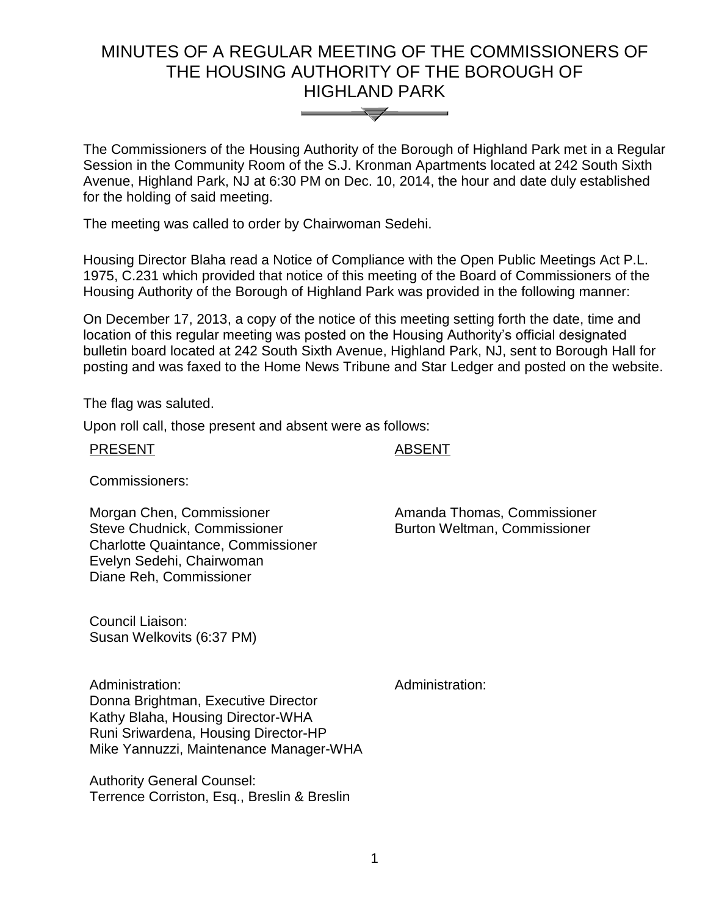# MINUTES OF A REGULAR MEETING OF THE COMMISSIONERS OF THE HOUSING AUTHORITY OF THE BOROUGH OF HIGHLAND PARK

The Commissioners of the Housing Authority of the Borough of Highland Park met in a Regular Session in the Community Room of the S.J. Kronman Apartments located at 242 South Sixth Avenue, Highland Park, NJ at 6:30 PM on Dec. 10, 2014, the hour and date duly established for the holding of said meeting.

The meeting was called to order by Chairwoman Sedehi.

Housing Director Blaha read a Notice of Compliance with the Open Public Meetings Act P.L. 1975, C.231 which provided that notice of this meeting of the Board of Commissioners of the Housing Authority of the Borough of Highland Park was provided in the following manner:

On December 17, 2013, a copy of the notice of this meeting setting forth the date, time and location of this regular meeting was posted on the Housing Authority's official designated bulletin board located at 242 South Sixth Avenue, Highland Park, NJ, sent to Borough Hall for posting and was faxed to the Home News Tribune and Star Ledger and posted on the website.

The flag was saluted.

Upon roll call, those present and absent were as follows:

| PRESENT | ABSENT |
|---|---|
| Commissioners: | |
| Morgan Chen, Commissioner | Amanda Thomas, Commissioner |
| Steve Chudnick, Commissioner | Burton Weltman, Commissioner |
| Charlotte Quaintance, Commissioner | |
| Evelyn Sedehi, Chairwoman | |
| Diane Reh, Commissioner | |
| | |
| Council Liaison: | |
| Susan Welkovits (6:37 PM) | |
| | |
| Administration: | Administration: |
| Donna Brightman, Executive Director | |
| Kathy Blaha, Housing Director-WHA | |
| Runi Sriwardena, Housing Director-HP | |
| Mike Yannuzzi, Maintenance Manager-WHA | |
| | |
| Authority General Counsel: | |
| Terrence Corriston, Esq., Breslin & Breslin | |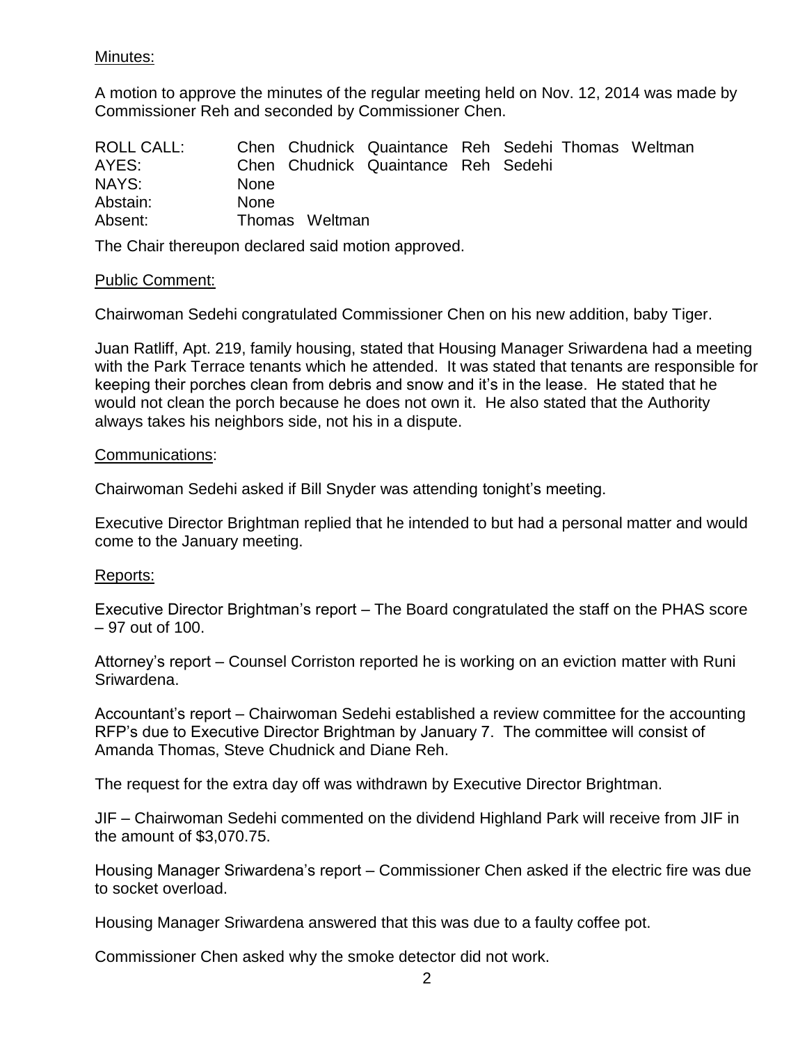Minutes:

A motion to approve the minutes of the regular meeting held on Nov. 12, 2014 was made by Commissioner Reh and seconded by Commissioner Chen.

| ROLL CALL: | Chen | Chudnick | Quaintance | Reh | Sedehi | Thomas | Weltman |
|---|---|---|---|---|---|---|---|
| AYES: | Chen | Chudnick | Quaintance | Reh | Sedehi | | |
| NAYS: | None | | | | | | |
| Abstain: | None | | | | | | |
| Absent: | Thomas | Weltman | | | | | |

The Chair thereupon declared said motion approved.

Public Comment:

Chairwoman Sedehi congratulated Commissioner Chen on his new addition, baby Tiger.

Juan Ratliff, Apt. 219, family housing, stated that Housing Manager Sriwardena had a meeting with the Park Terrace tenants which he attended. It was stated that tenants are responsible for keeping their porches clean from debris and snow and it's in the lease. He stated that he would not clean the porch because he does not own it. He also stated that the Authority always takes his neighbors side, not his in a dispute.

Communications:

Chairwoman Sedehi asked if Bill Snyder was attending tonight's meeting.

Executive Director Brightman replied that he intended to but had a personal matter and would come to the January meeting.

Reports:

Executive Director Brightman's report – The Board congratulated the staff on the PHAS score – 97 out of 100.

Attorney's report – Counsel Corriston reported he is working on an eviction matter with Runi Sriwardena.

Accountant's report – Chairwoman Sedehi established a review committee for the accounting RFP's due to Executive Director Brightman by January 7. The committee will consist of Amanda Thomas, Steve Chudnick and Diane Reh.

The request for the extra day off was withdrawn by Executive Director Brightman.

JIF – Chairwoman Sedehi commented on the dividend Highland Park will receive from JIF in the amount of $3,070.75.

Housing Manager Sriwardena's report – Commissioner Chen asked if the electric fire was due to socket overload.

Housing Manager Sriwardena answered that this was due to a faulty coffee pot.

Commissioner Chen asked why the smoke detector did not work.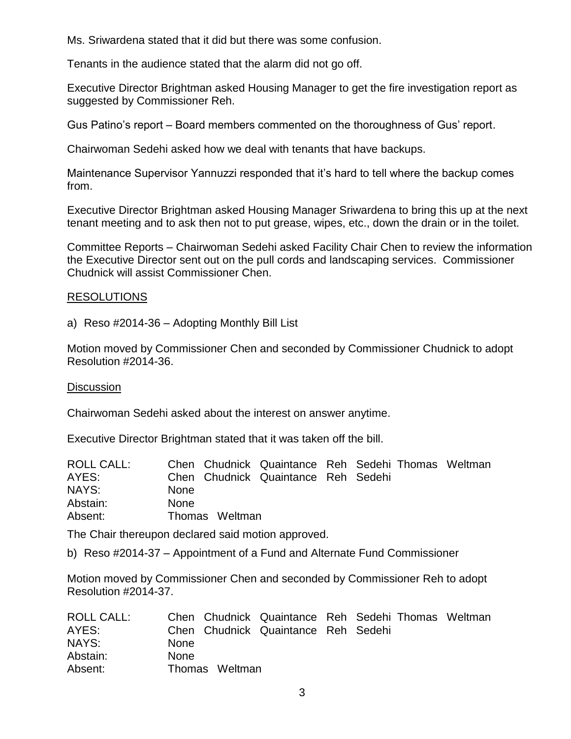Ms. Sriwardena stated that it did but there was some confusion.

Tenants in the audience stated that the alarm did not go off.

Executive Director Brightman asked Housing Manager to get the fire investigation report as suggested by Commissioner Reh.

Gus Patino's report – Board members commented on the thoroughness of Gus' report.

Chairwoman Sedehi asked how we deal with tenants that have backups.

Maintenance Supervisor Yannuzzi responded that it's hard to tell where the backup comes from.

Executive Director Brightman asked Housing Manager Sriwardena to bring this up at the next tenant meeting and to ask then not to put grease, wipes, etc., down the drain or in the toilet.

Committee Reports – Chairwoman Sedehi asked Facility Chair Chen to review the information the Executive Director sent out on the pull cords and landscaping services. Commissioner Chudnick will assist Commissioner Chen.

<u>RESOLUTIONS</u>

a) Reso #2014-36 – Adopting Monthly Bill List

Motion moved by Commissioner Chen and seconded by Commissioner Chudnick to adopt Resolution #2014-36.

<u>Discussion</u>

Chairwoman Sedehi asked about the interest on answer anytime.

Executive Director Brightman stated that it was taken off the bill.

| ROLL CALL: | Chen | Chudnick | Quaintance | Reh | Sedehi | Thomas | Weltman |
|---|---|---|---|---|---|---|---|
| AYES: | Chen | Chudnick | Quaintance | Reh | Sedehi | | |
| NAYS: | None | | | | | | |
| Abstain: | None | | | | | | |
| Absent: | Thomas | Weltman | | | | | |

The Chair thereupon declared said motion approved.

b) Reso #2014-37 – Appointment of a Fund and Alternate Fund Commissioner

Motion moved by Commissioner Chen and seconded by Commissioner Reh to adopt Resolution #2014-37.

| ROLL CALL: | Chen | Chudnick | Quaintance | Reh | Sedehi | Thomas | Weltman |
|---|---|---|---|---|---|---|---|
| AYES: | Chen | Chudnick | Quaintance | Reh | Sedehi | | |
| NAYS: | None | | | | | | |
| Abstain: | None | | | | | | |
| Absent: | Thomas | Weltman | | | | | |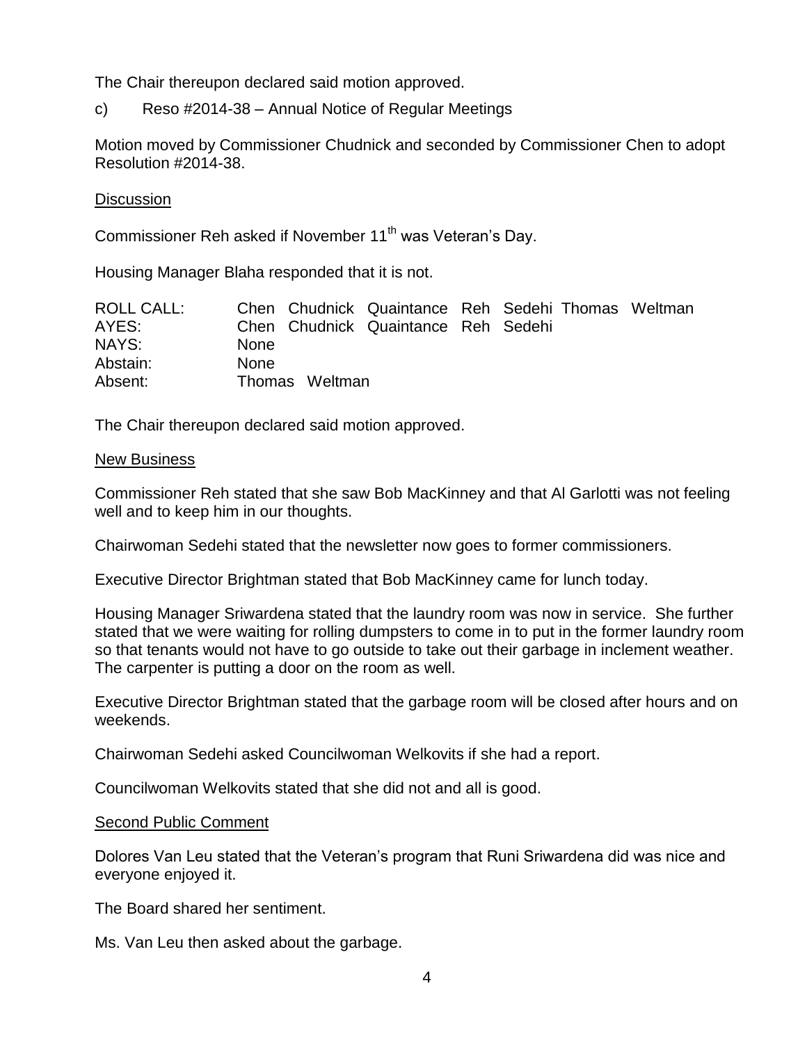The Chair thereupon declared said motion approved.

c) Reso #2014-38 – Annual Notice of Regular Meetings

Motion moved by Commissioner Chudnick and seconded by Commissioner Chen to adopt Resolution #2014-38.

<u>Discussion</u>

Commissioner Reh asked if November 11th was Veteran's Day.

Housing Manager Blaha responded that it is not.

| | | | | | | | |
|---|---|---|---|---|---|---|---|
| ROLL CALL: | Chen | Chudnick | Quaintance | Reh | Sedehi | Thomas | Weltman |
| AYES: | Chen | Chudnick | Quaintance | Reh | Sedehi | | |
| NAYS: | None | | | | | | |
| Abstain: | None | | | | | | |
| Absent: | Thomas | Weltman | | | | | |

The Chair thereupon declared said motion approved.

<u>New Business</u>

Commissioner Reh stated that she saw Bob MacKinney and that Al Garlotti was not feeling well and to keep him in our thoughts.

Chairwoman Sedehi stated that the newsletter now goes to former commissioners.

Executive Director Brightman stated that Bob MacKinney came for lunch today.

Housing Manager Sriwardena stated that the laundry room was now in service. She further stated that we were waiting for rolling dumpsters to come in to put in the former laundry room so that tenants would not have to go outside to take out their garbage in inclement weather. The carpenter is putting a door on the room as well.

Executive Director Brightman stated that the garbage room will be closed after hours and on weekends.

Chairwoman Sedehi asked Councilwoman Welkovits if she had a report.

Councilwoman Welkovits stated that she did not and all is good.

<u>Second Public Comment</u>

Dolores Van Leu stated that the Veteran's program that Runi Sriwardena did was nice and everyone enjoyed it.

The Board shared her sentiment.

Ms. Van Leu then asked about the garbage.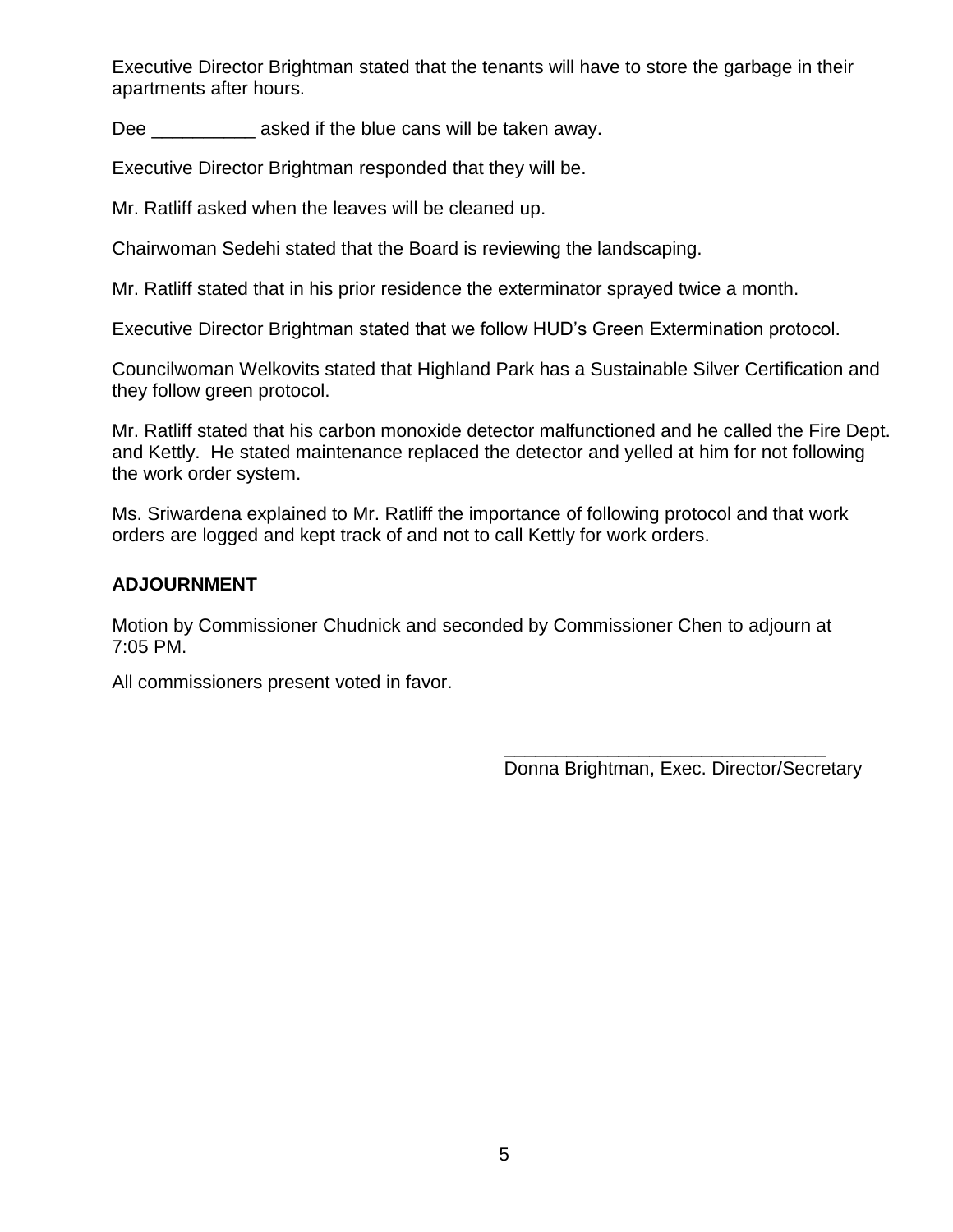Executive Director Brightman stated that the tenants will have to store the garbage in their apartments after hours.

Dee __________ asked if the blue cans will be taken away.

Executive Director Brightman responded that they will be.

Mr. Ratliff asked when the leaves will be cleaned up.

Chairwoman Sedehi stated that the Board is reviewing the landscaping.

Mr. Ratliff stated that in his prior residence the exterminator sprayed twice a month.

Executive Director Brightman stated that we follow HUD's Green Extermination protocol.

Councilwoman Welkovits stated that Highland Park has a Sustainable Silver Certification and they follow green protocol.

Mr. Ratliff stated that his carbon monoxide detector malfunctioned and he called the Fire Dept. and Kettly. He stated maintenance replaced the detector and yelled at him for not following the work order system.

Ms. Sriwardena explained to Mr. Ratliff the importance of following protocol and that work orders are logged and kept track of and not to call Kettly for work orders.

**ADJOURNMENT**

Motion by Commissioner Chudnick and seconded by Commissioner Chen to adjourn at 7:05 PM.

All commissioners present voted in favor.

_______________________________
Donna Brightman, Exec. Director/Secretary